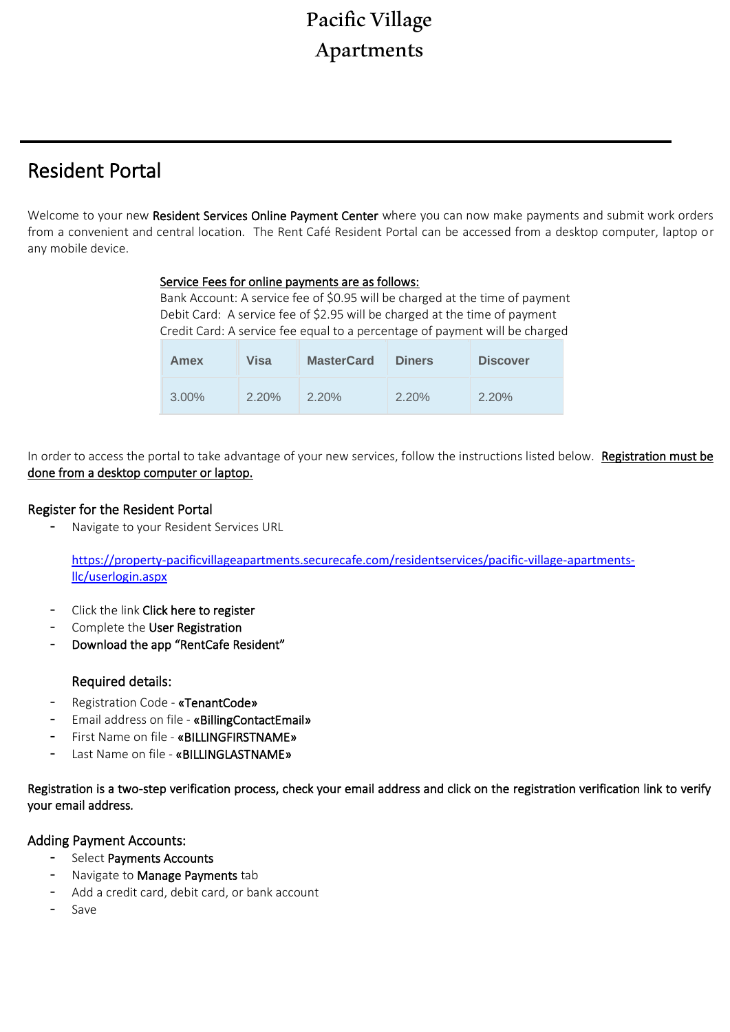# Pacific Village Apartments

## Resident Portal

Welcome to your new **Resident Services Online Payment Center** where you can now make payments and submit work orders from a convenient and central location. The Rent Café Resident Portal can be accessed from a desktop computer, laptop or any mobile device.

<u>Service Fees for online payments are as follows:</u>
Bank Account: A service fee of $0.95 will be charged at the time of payment
Debit Card: A service fee of $2.95 will be charged at the time of payment
Credit Card: A service fee equal to a percentage of payment will be charged

| Amex | Visa | MasterCard | Diners | Discover |
|---|---|---|---|---|
| 3.00% | 2.20% | 2.20% | 2.20% | 2.20% |

In order to access the portal to take advantage of your new services, follow the instructions listed below. **<u>Registration must be done from a desktop computer or laptop.</u>**

### Register for the Resident Portal

- Navigate to your Resident Services URL

  https://property-pacificvillageapartments.securecafe.com/residentservices/pacific-village-apartments-llc/userlogin.aspx

- Click the link **Click here to register**
- Complete the **User Registration**
- **Download the app "RentCafe Resident"**

  **Required details:**

- Registration Code - **«TenantCode»**
- Email address on file - **«BillingContactEmail»**
- First Name on file - **«BILLINGFIRSTNAME»**
- Last Name on file - **«BILLINGLASTNAME»**

**Registration is a two-step verification process, check your email address and click on the registration verification link to verify your email address.**

### Adding Payment Accounts:

- Select **Payments Accounts**
- Navigate to **Manage Payments** tab
- Add a credit card, debit card, or bank account
- Save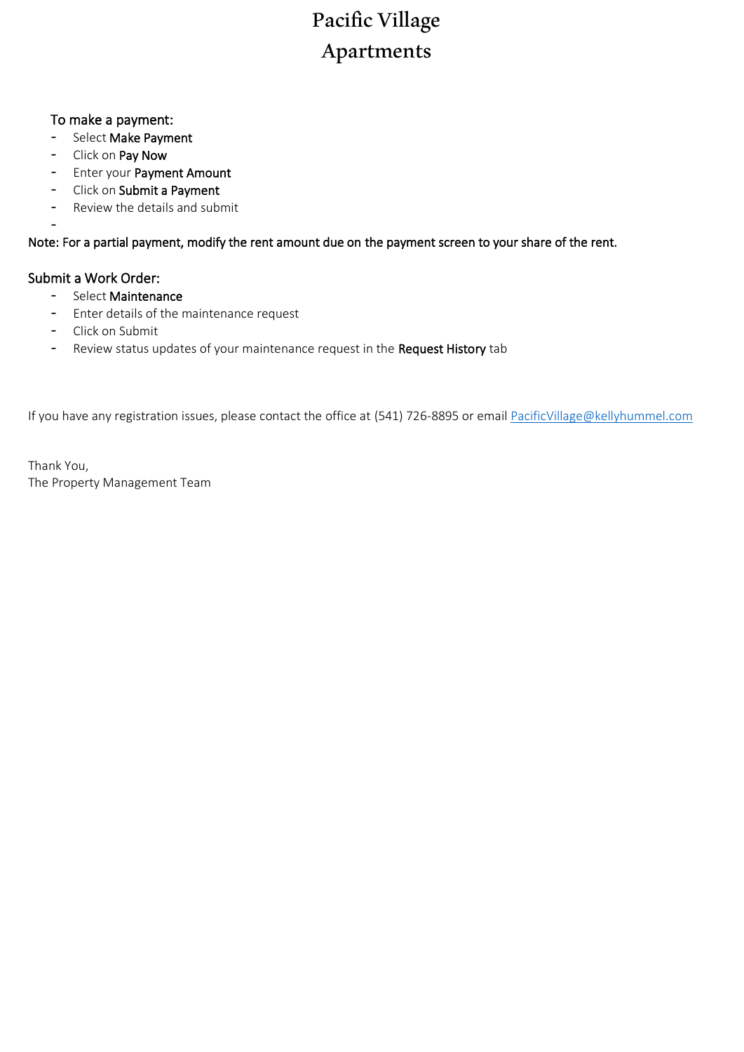# Pacific Village Apartments

## To make a payment:

- Select **Make Payment**
- Click on **Pay Now**
- Enter your **Payment Amount**
- Click on **Submit a Payment**
- Review the details and submit

Note: For a partial payment, modify the rent amount due on the payment screen to your share of the rent.

## Submit a Work Order:

- Select **Maintenance**
- Enter details of the maintenance request
- Click on Submit
- Review status updates of your maintenance request in the **Request History** tab

If you have any registration issues, please contact the office at (541) 726-8895 or email PacificVillage@kellyhummel.com

Thank You,
The Property Management Team